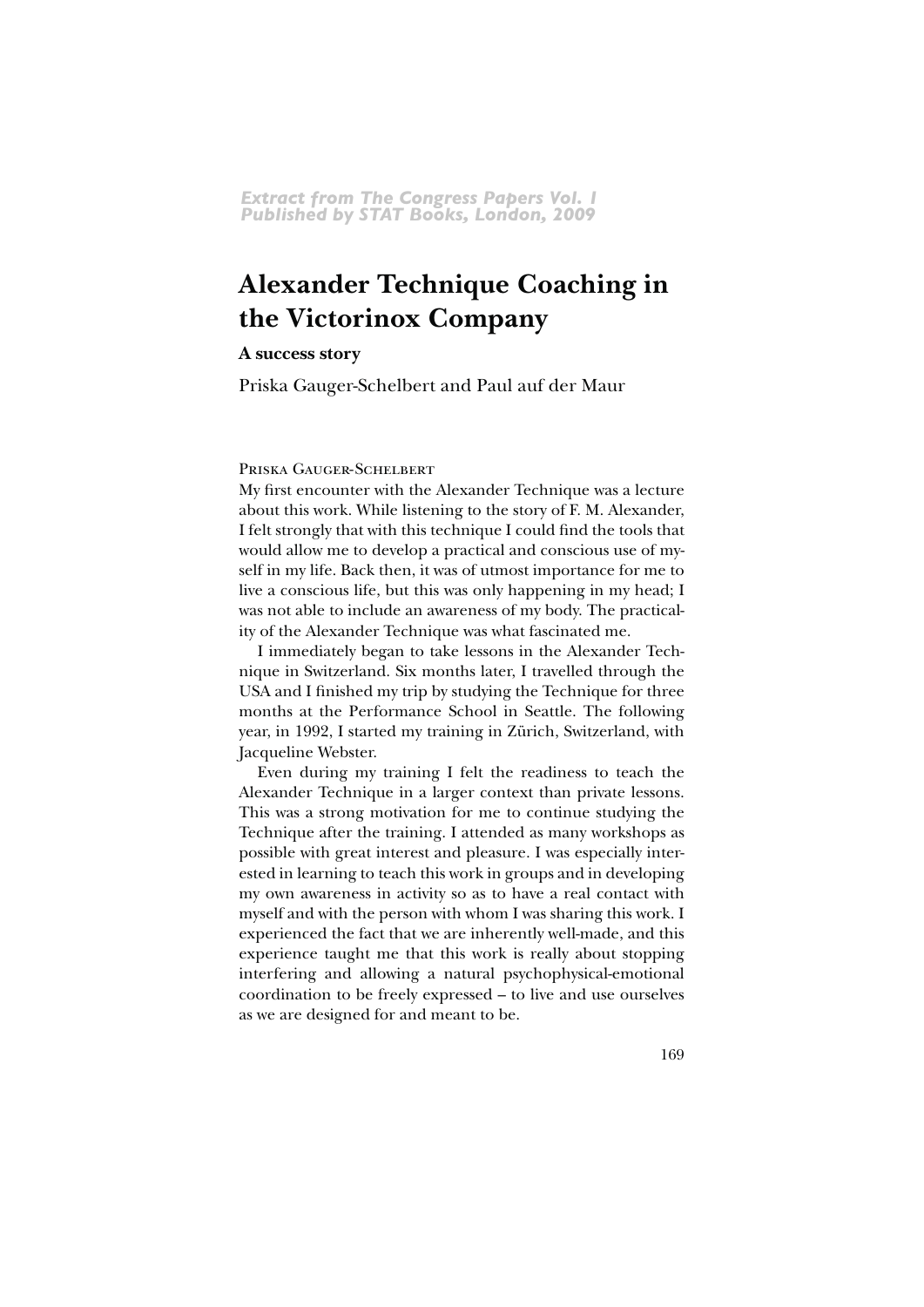*Extract from The Congress Papers Vol. I*
*Published by STAT Books, London, 2009*

# Alexander Technique Coaching in the Victorinox Company

### A success story

Priska Gauger-Schelbert and Paul auf der Maur

Priska Gauger-Schelbert

My first encounter with the Alexander Technique was a lecture about this work. While listening to the story of F. M. Alexander, I felt strongly that with this technique I could find the tools that would allow me to develop a practical and conscious use of myself in my life. Back then, it was of utmost importance for me to live a conscious life, but this was only happening in my head; I was not able to include an awareness of my body. The practicality of the Alexander Technique was what fascinated me.

I immediately began to take lessons in the Alexander Technique in Switzerland. Six months later, I travelled through the USA and I finished my trip by studying the Technique for three months at the Performance School in Seattle. The following year, in 1992, I started my training in Zürich, Switzerland, with Jacqueline Webster.

Even during my training I felt the readiness to teach the Alexander Technique in a larger context than private lessons. This was a strong motivation for me to continue studying the Technique after the training. I attended as many workshops as possible with great interest and pleasure. I was especially interested in learning to teach this work in groups and in developing my own awareness in activity so as to have a real contact with myself and with the person with whom I was sharing this work. I experienced the fact that we are inherently well-made, and this experience taught me that this work is really about stopping interfering and allowing a natural psychophysical-emotional coordination to be freely expressed – to live and use ourselves as we are designed for and meant to be.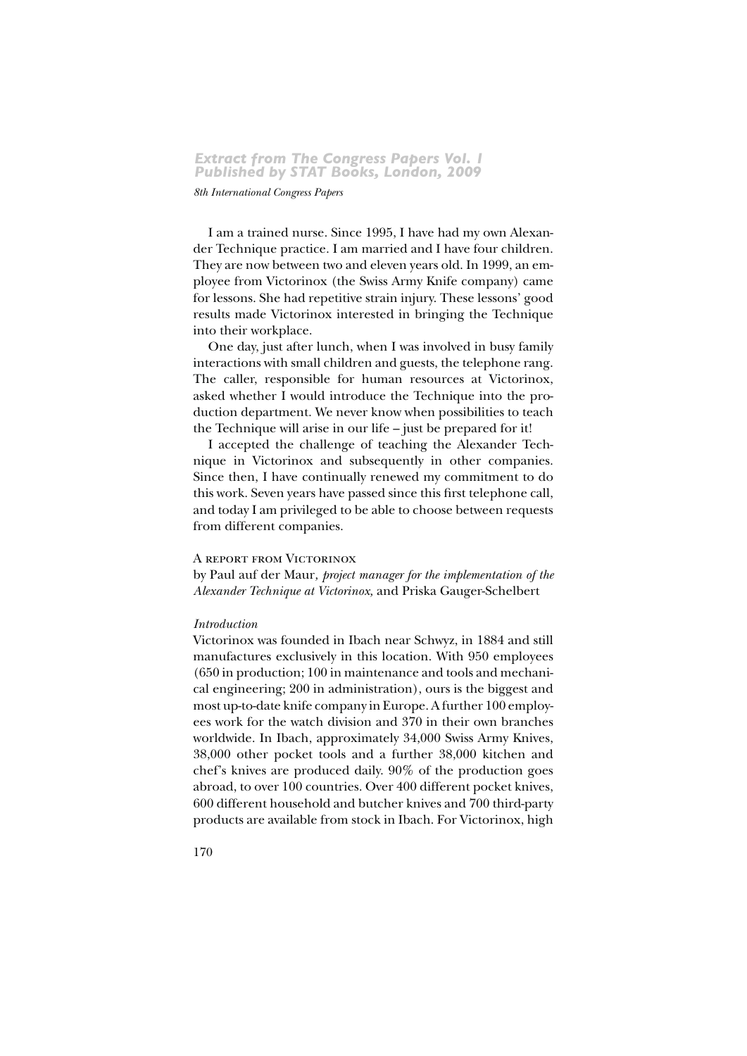I am a trained nurse. Since 1995, I have had my own Alexander Technique practice. I am married and I have four children. They are now between two and eleven years old. In 1999, an employee from Victorinox (the Swiss Army Knife company) came for lessons. She had repetitive strain injury. These lessons' good results made Victorinox interested in bringing the Technique into their workplace.

One day, just after lunch, when I was involved in busy family interactions with small children and guests, the telephone rang. The caller, responsible for human resources at Victorinox, asked whether I would introduce the Technique into the production department. We never know when possibilities to teach the Technique will arise in our life – just be prepared for it!

I accepted the challenge of teaching the Alexander Technique in Victorinox and subsequently in other companies. Since then, I have continually renewed my commitment to do this work. Seven years have passed since this first telephone call, and today I am privileged to be able to choose between requests from different companies.

## A report from Victorinox

by Paul auf der Maur, *project manager for the implementation of the Alexander Technique at Victorinox,* and Priska Gauger-Schelbert

### *Introduction*

Victorinox was founded in Ibach near Schwyz, in 1884 and still manufactures exclusively in this location. With 950 employees (650 in production; 100 in maintenance and tools and mechanical engineering; 200 in administration), ours is the biggest and most up-to-date knife company in Europe. A further 100 employees work for the watch division and 370 in their own branches worldwide. In Ibach, approximately 34,000 Swiss Army Knives, 38,000 other pocket tools and a further 38,000 kitchen and chef's knives are produced daily. 90% of the production goes abroad, to over 100 countries. Over 400 different pocket knives, 600 different household and butcher knives and 700 third-party products are available from stock in Ibach. For Victorinox, high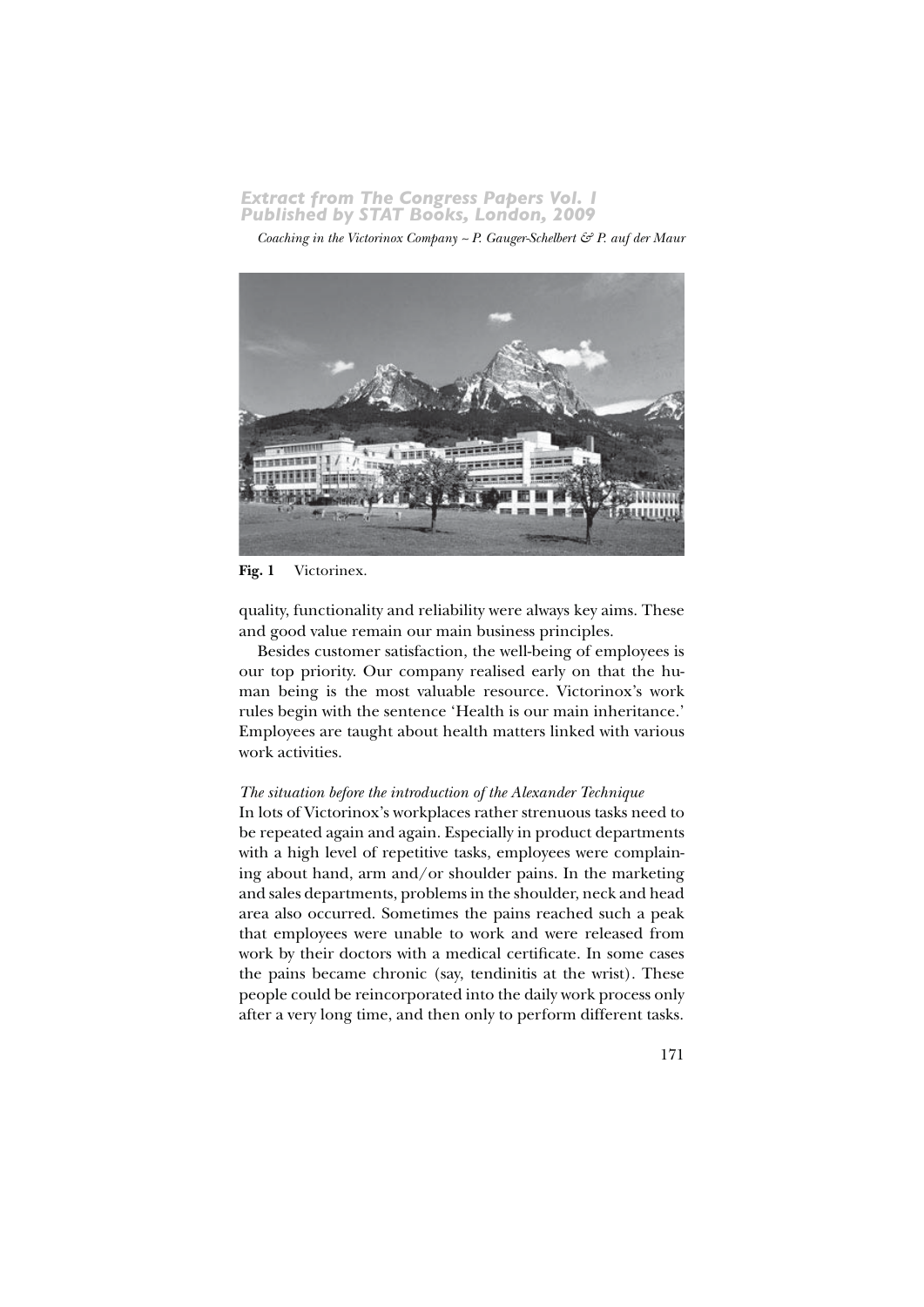Fig. 1 Victorinex.

quality, functionality and reliability were always key aims. These and good value remain our main business principles.

Besides customer satisfaction, the well-being of employees is our top priority. Our company realised early on that the human being is the most valuable resource. Victorinox's work rules begin with the sentence 'Health is our main inheritance.' Employees are taught about health matters linked with various work activities.

*The situation before the introduction of the Alexander Technique*

In lots of Victorinox's workplaces rather strenuous tasks need to be repeated again and again. Especially in product departments with a high level of repetitive tasks, employees were complaining about hand, arm and/or shoulder pains. In the marketing and sales departments, problems in the shoulder, neck and head area also occurred. Sometimes the pains reached such a peak that employees were unable to work and were released from work by their doctors with a medical certificate. In some cases the pains became chronic (say, tendinitis at the wrist). These people could be reincorporated into the daily work process only after a very long time, and then only to perform different tasks.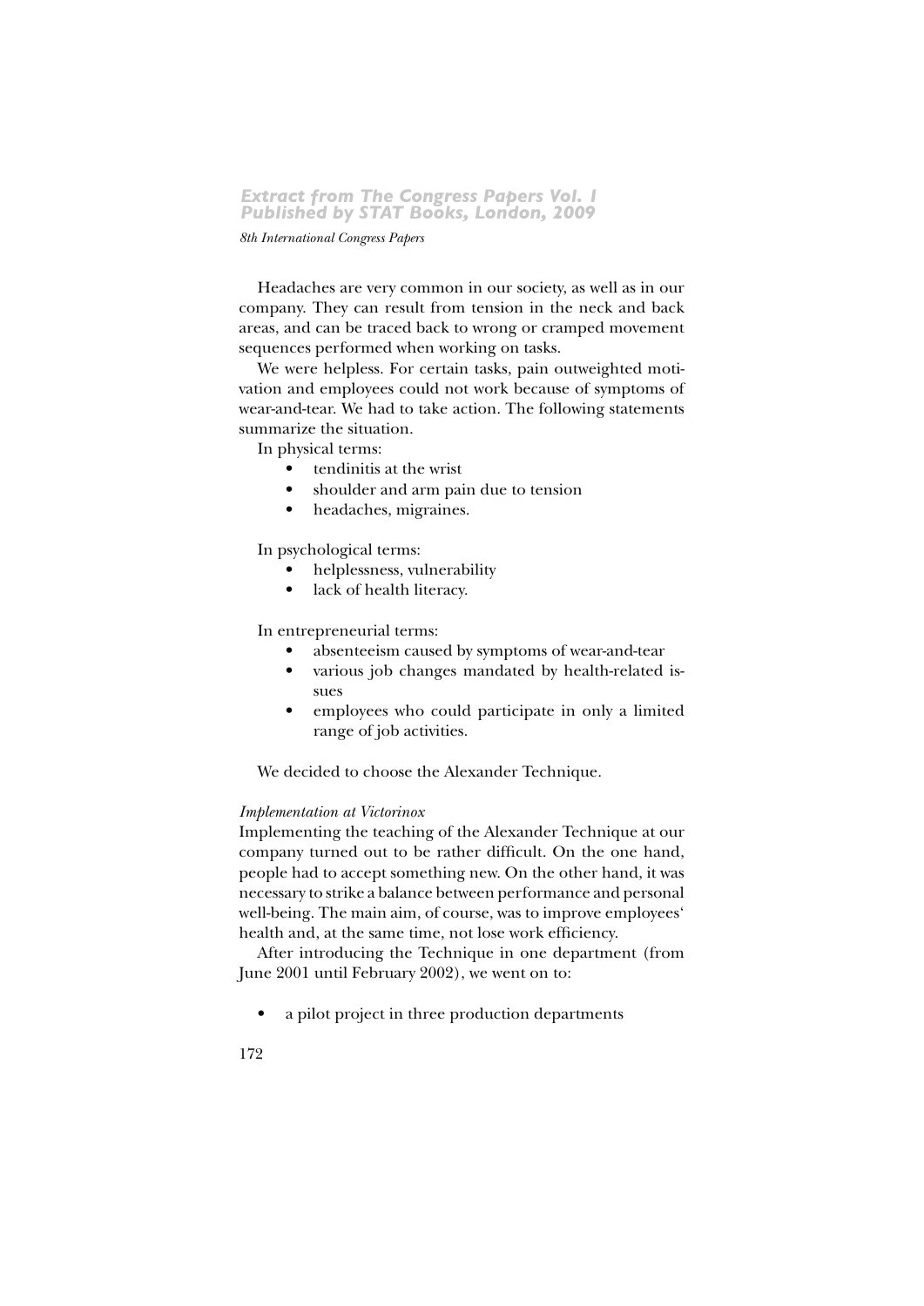Headaches are very common in our society, as well as in our company. They can result from tension in the neck and back areas, and can be traced back to wrong or cramped movement sequences performed when working on tasks.

We were helpless. For certain tasks, pain outweighted motivation and employees could not work because of symptoms of wear-and-tear. We had to take action. The following statements summarize the situation.

In physical terms:

- tendinitis at the wrist
- shoulder and arm pain due to tension
- headaches, migraines.

In psychological terms:

- helplessness, vulnerability
- lack of health literacy.

In entrepreneurial terms:

- absenteeism caused by symptoms of wear-and-tear
- various job changes mandated by health-related issues
- employees who could participate in only a limited range of job activities.

We decided to choose the Alexander Technique.

*Implementation at Victorinox*

Implementing the teaching of the Alexander Technique at our company turned out to be rather difficult. On the one hand, people had to accept something new. On the other hand, it was necessary to strike a balance between performance and personal well-being. The main aim, of course, was to improve employees' health and, at the same time, not lose work efficiency.

After introducing the Technique in one department (from June 2001 until February 2002), we went on to:

- a pilot project in three production departments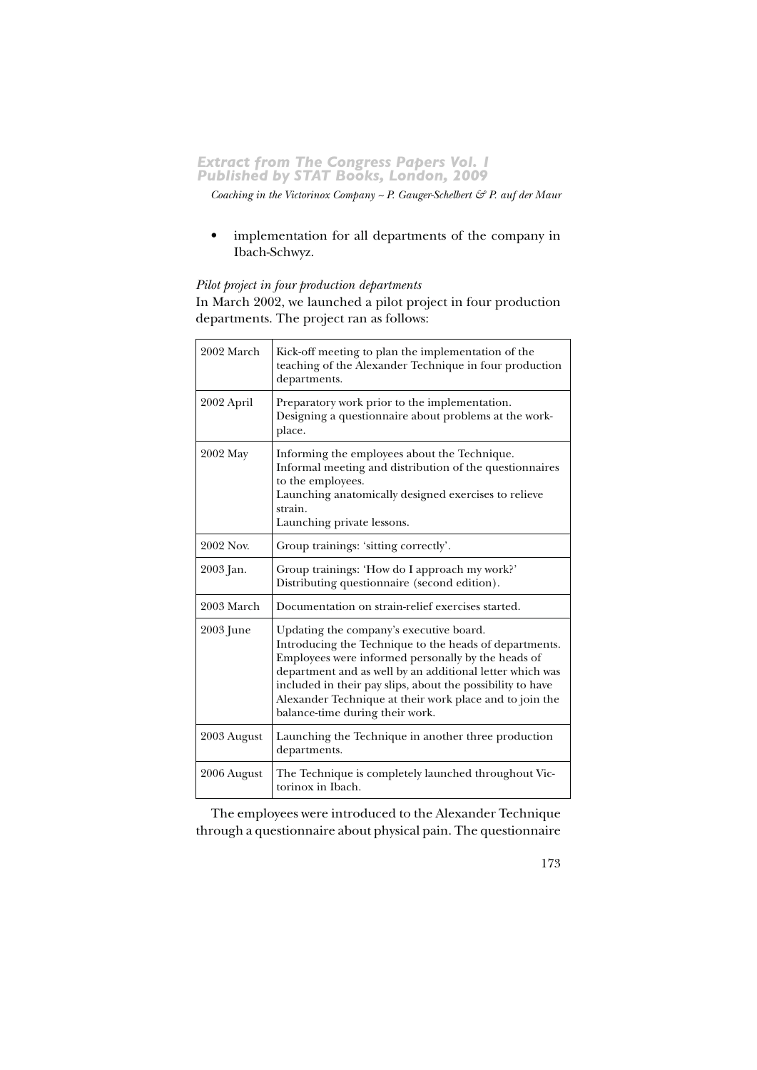- implementation for all departments of the company in Ibach-Schwyz.

*Pilot project in four production departments*

In March 2002, we launched a pilot project in four production departments. The project ran as follows:

| | |
|---|---|
| 2002 March | Kick-off meeting to plan the implementation of the teaching of the Alexander Technique in four production departments. |
| 2002 April | Preparatory work prior to the implementation. Designing a questionnaire about problems at the workplace. |
| 2002 May | Informing the employees about the Technique. Informal meeting and distribution of the questionnaires to the employees. Launching anatomically designed exercises to relieve strain. Launching private lessons. |
| 2002 Nov. | Group trainings: 'sitting correctly'. |
| 2003 Jan. | Group trainings: 'How do I approach my work?' Distributing questionnaire (second edition). |
| 2003 March | Documentation on strain-relief exercises started. |
| 2003 June | Updating the company's executive board. Introducing the Technique to the heads of departments. Employees were informed personally by the heads of department and as well by an additional letter which was included in their pay slips, about the possibility to have Alexander Technique at their work place and to join the balance-time during their work. |
| 2003 August | Launching the Technique in another three production departments. |
| 2006 August | The Technique is completely launched throughout Victorinox in Ibach. |

The employees were introduced to the Alexander Technique through a questionnaire about physical pain. The questionnaire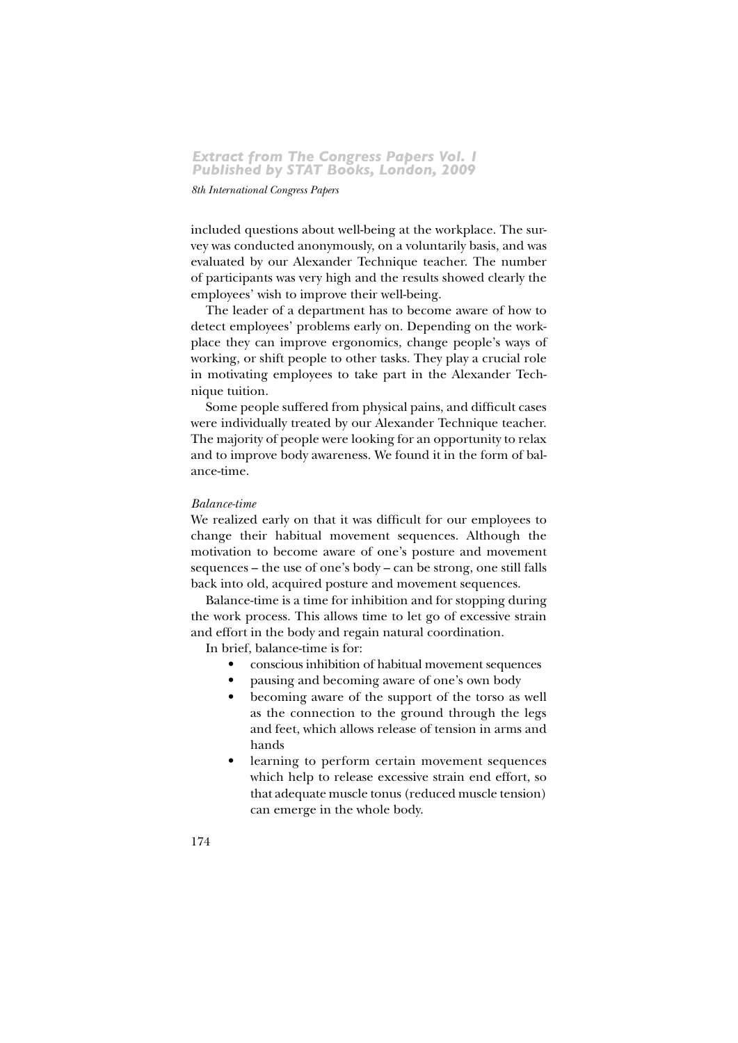included questions about well-being at the workplace. The survey was conducted anonymously, on a voluntarily basis, and was evaluated by our Alexander Technique teacher. The number of participants was very high and the results showed clearly the employees' wish to improve their well-being.

The leader of a department has to become aware of how to detect employees' problems early on. Depending on the workplace they can improve ergonomics, change people's ways of working, or shift people to other tasks. They play a crucial role in motivating employees to take part in the Alexander Technique tuition.

Some people suffered from physical pains, and difficult cases were individually treated by our Alexander Technique teacher. The majority of people were looking for an opportunity to relax and to improve body awareness. We found it in the form of balance-time.

*Balance-time*

We realized early on that it was difficult for our employees to change their habitual movement sequences. Although the motivation to become aware of one's posture and movement sequences – the use of one's body – can be strong, one still falls back into old, acquired posture and movement sequences.

Balance-time is a time for inhibition and for stopping during the work process. This allows time to let go of excessive strain and effort in the body and regain natural coordination.

In brief, balance-time is for:

- conscious inhibition of habitual movement sequences
- pausing and becoming aware of one's own body
- becoming aware of the support of the torso as well as the connection to the ground through the legs and feet, which allows release of tension in arms and hands
- learning to perform certain movement sequences which help to release excessive strain end effort, so that adequate muscle tonus (reduced muscle tension) can emerge in the whole body.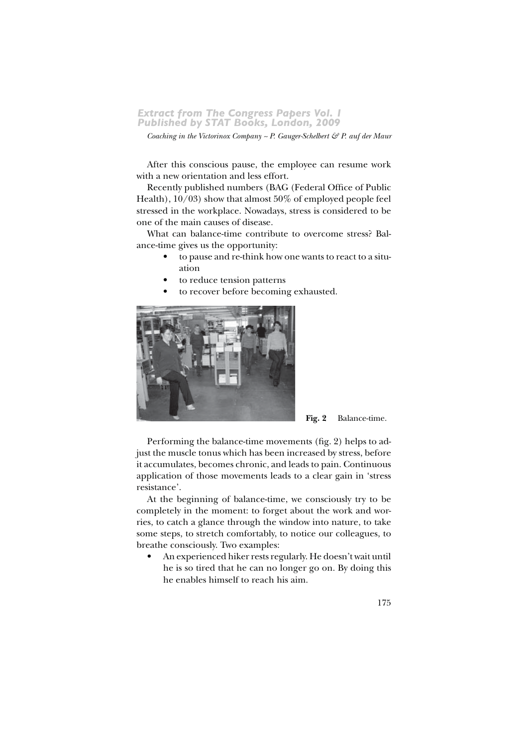After this conscious pause, the employee can resume work with a new orientation and less effort.

Recently published numbers (BAG (Federal Office of Public Health), 10/03) show that almost 50% of employed people feel stressed in the workplace. Nowadays, stress is considered to be one of the main causes of disease.

What can balance-time contribute to overcome stress? Balance-time gives us the opportunity:

- to pause and re-think how one wants to react to a situation
- to reduce tension patterns
- to recover before becoming exhausted.

**Fig. 2** Balance-time.

Performing the balance-time movements (fig. 2) helps to adjust the muscle tonus which has been increased by stress, before it accumulates, becomes chronic, and leads to pain. Continuous application of those movements leads to a clear gain in 'stress resistance'.

At the beginning of balance-time, we consciously try to be completely in the moment: to forget about the work and worries, to catch a glance through the window into nature, to take some steps, to stretch comfortably, to notice our colleagues, to breathe consciously. Two examples:

- An experienced hiker rests regularly. He doesn't wait until he is so tired that he can no longer go on. By doing this he enables himself to reach his aim.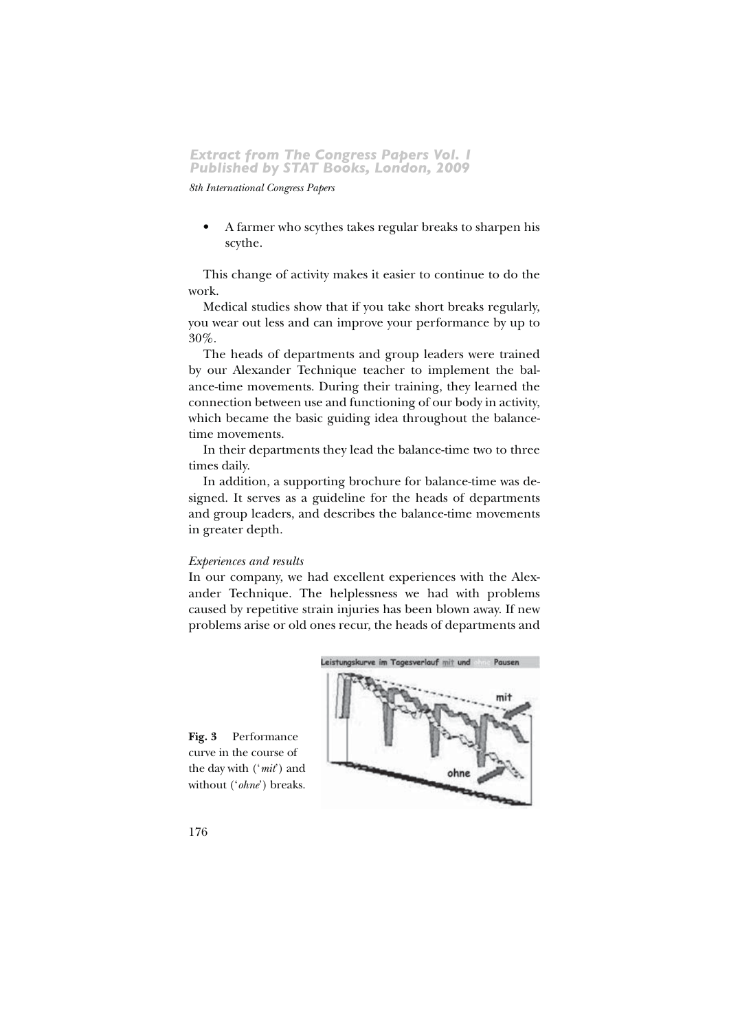- A farmer who scythes takes regular breaks to sharpen his scythe.

This change of activity makes it easier to continue to do the work.

Medical studies show that if you take short breaks regularly, you wear out less and can improve your performance by up to 30%.

The heads of departments and group leaders were trained by our Alexander Technique teacher to implement the balance-time movements. During their training, they learned the connection between use and functioning of our body in activity, which became the basic guiding idea throughout the balance-time movements.

In their departments they lead the balance-time two to three times daily.

In addition, a supporting brochure for balance-time was designed. It serves as a guideline for the heads of departments and group leaders, and describes the balance-time movements in greater depth.

*Experiences and results*

In our company, we had excellent experiences with the Alexander Technique. The helplessness we had with problems caused by repetitive strain injuries has been blown away. If new problems arise or old ones recur, the heads of departments and

**Fig. 3** Performance curve in the course of the day with ('*mit*') and without ('*ohne*') breaks.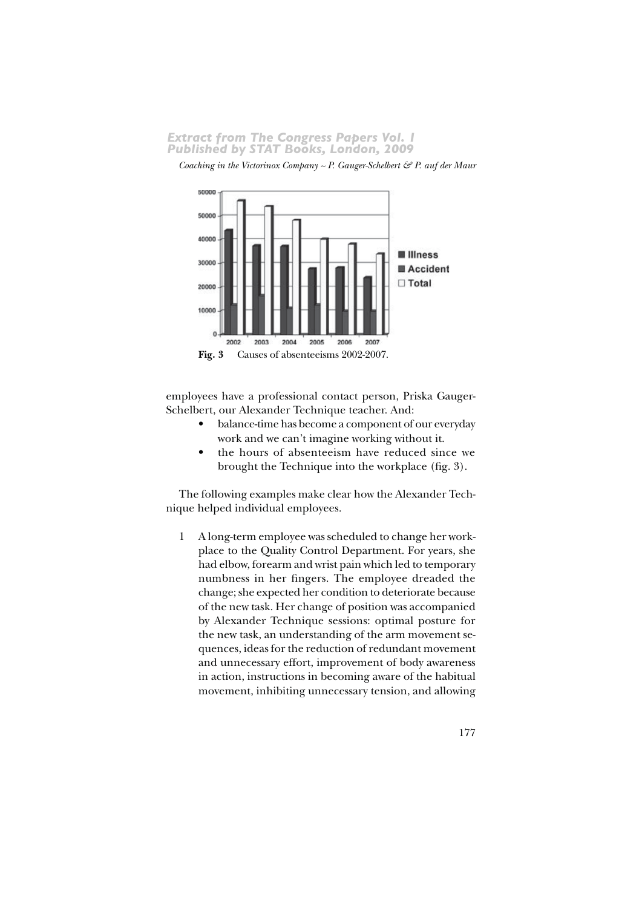Fig. 3 Causes of absenteeisms 2002-2007.

employees have a professional contact person, Priska Gauger-Schelbert, our Alexander Technique teacher. And:

- balance-time has become a component of our everyday work and we can't imagine working without it.
- the hours of absenteeism have reduced since we brought the Technique into the workplace (fig. 3).

The following examples make clear how the Alexander Technique helped individual employees.

1 A long-term employee was scheduled to change her workplace to the Quality Control Department. For years, she had elbow, forearm and wrist pain which led to temporary numbness in her fingers. The employee dreaded the change; she expected her condition to deteriorate because of the new task. Her change of position was accompanied by Alexander Technique sessions: optimal posture for the new task, an understanding of the arm movement sequences, ideas for the reduction of redundant movement and unnecessary effort, improvement of body awareness in action, instructions in becoming aware of the habitual movement, inhibiting unnecessary tension, and allowing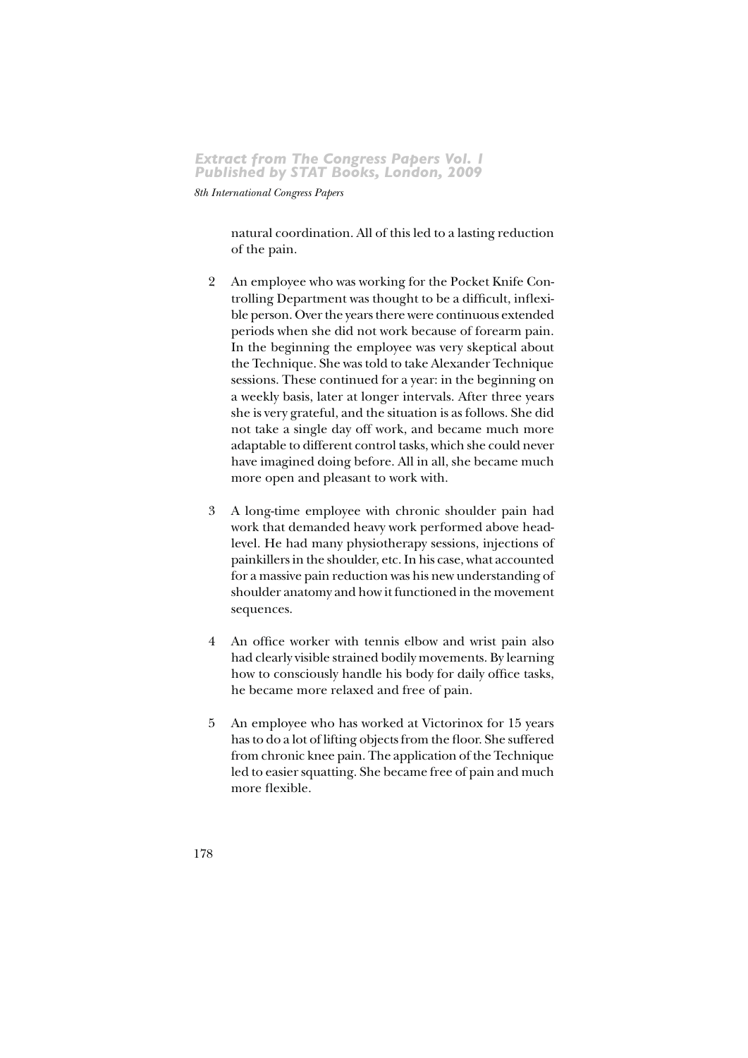natural coordination. All of this led to a lasting reduction of the pain.

2. An employee who was working for the Pocket Knife Controlling Department was thought to be a difficult, inflexible person. Over the years there were continuous extended periods when she did not work because of forearm pain. In the beginning the employee was very skeptical about the Technique. She was told to take Alexander Technique sessions. These continued for a year: in the beginning on a weekly basis, later at longer intervals. After three years she is very grateful, and the situation is as follows. She did not take a single day off work, and became much more adaptable to different control tasks, which she could never have imagined doing before. All in all, she became much more open and pleasant to work with.

3. A long-time employee with chronic shoulder pain had work that demanded heavy work performed above head-level. He had many physiotherapy sessions, injections of painkillers in the shoulder, etc. In his case, what accounted for a massive pain reduction was his new understanding of shoulder anatomy and how it functioned in the movement sequences.

4. An office worker with tennis elbow and wrist pain also had clearly visible strained bodily movements. By learning how to consciously handle his body for daily office tasks, he became more relaxed and free of pain.

5. An employee who has worked at Victorinox for 15 years has to do a lot of lifting objects from the floor. She suffered from chronic knee pain. The application of the Technique led to easier squatting. She became free of pain and much more flexible.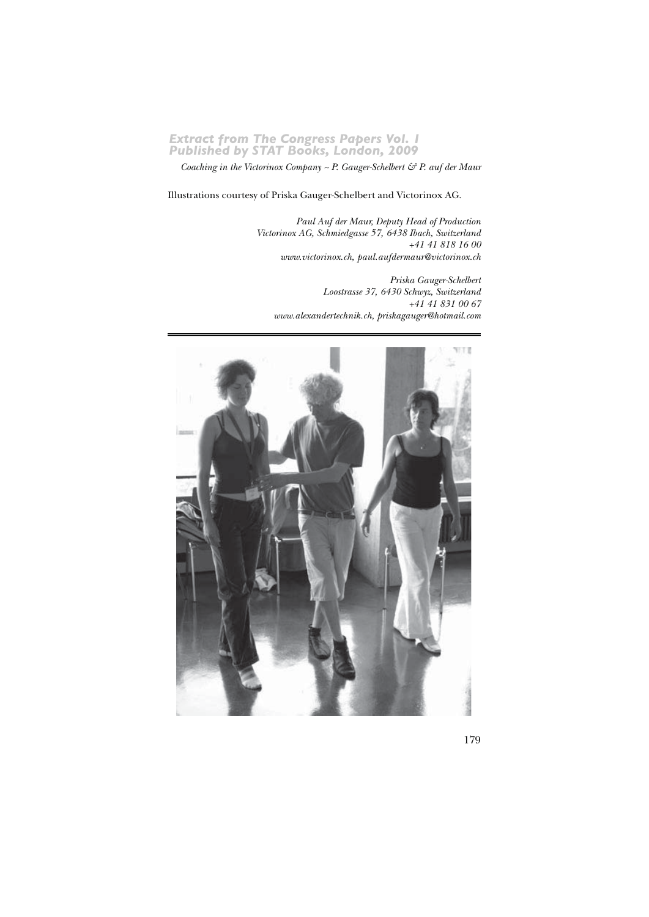Illustrations courtesy of Priska Gauger-Schelbert and Victorinox AG.

*Paul Auf der Maur, Deputy Head of Production*
*Victorinox AG, Schmiedgasse 57, 6438 Ibach, Switzerland*
*+41 41 818 16 00*
*www.victorinox.ch, paul.aufdermaur@victorinox.ch*

*Priska Gauger-Schelbert*
*Loostrasse 37, 6430 Schwyz, Switzerland*
*+41 41 831 00 67*
*www.alexandertechnik.ch, priskagauger@hotmail.com*